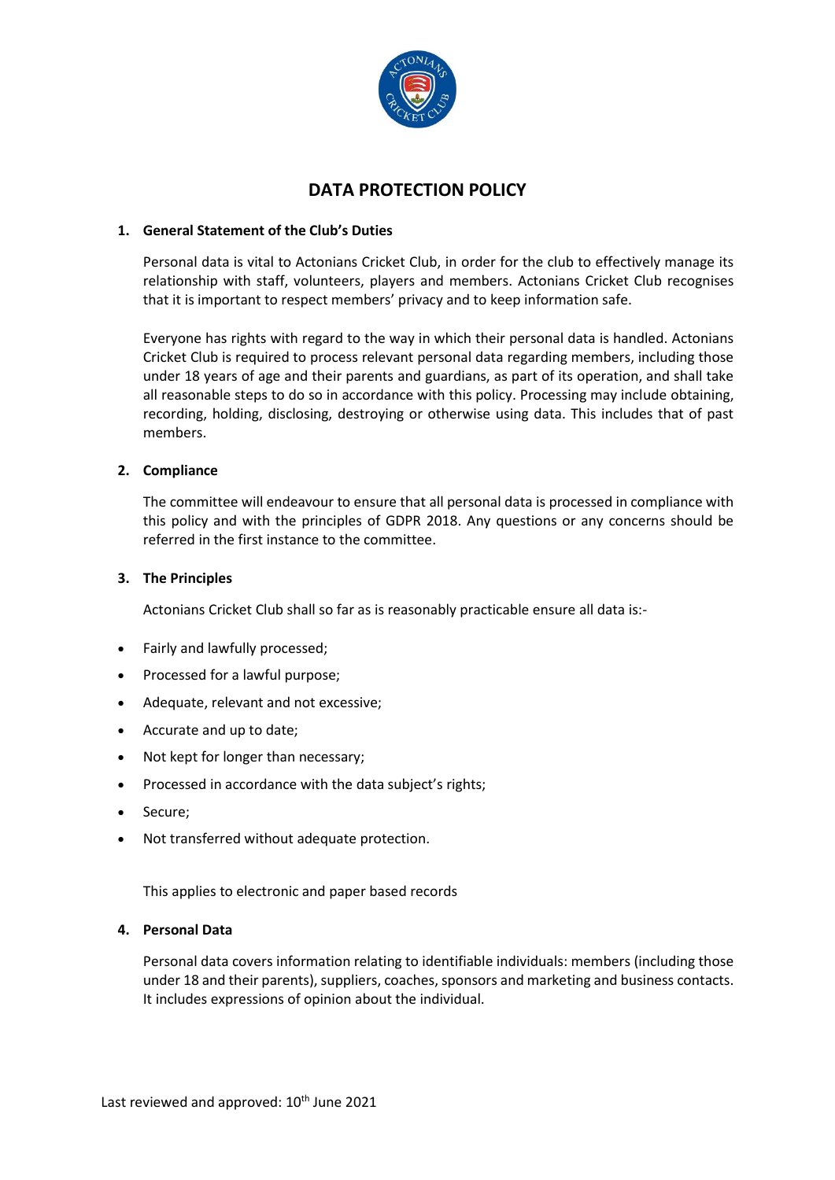# DATA PROTECTION POLICY

## 1. General Statement of the Club's Duties

Personal data is vital to Actonians Cricket Club, in order for the club to effectively manage its relationship with staff, volunteers, players and members. Actonians Cricket Club recognises that it is important to respect members' privacy and to keep information safe.

Everyone has rights with regard to the way in which their personal data is handled. Actonians Cricket Club is required to process relevant personal data regarding members, including those under 18 years of age and their parents and guardians, as part of its operation, and shall take all reasonable steps to do so in accordance with this policy. Processing may include obtaining, recording, holding, disclosing, destroying or otherwise using data. This includes that of past members.

## 2. Compliance

The committee will endeavour to ensure that all personal data is processed in compliance with this policy and with the principles of GDPR 2018. Any questions or any concerns should be referred in the first instance to the committee.

## 3. The Principles

Actonians Cricket Club shall so far as is reasonably practicable ensure all data is:-

- Fairly and lawfully processed;
- Processed for a lawful purpose;
- Adequate, relevant and not excessive;
- Accurate and up to date;
- Not kept for longer than necessary;
- Processed in accordance with the data subject's rights;
- Secure;
- Not transferred without adequate protection.

This applies to electronic and paper based records

## 4. Personal Data

Personal data covers information relating to identifiable individuals: members (including those under 18 and their parents), suppliers, coaches, sponsors and marketing and business contacts. It includes expressions of opinion about the individual.

Last reviewed and approved: 10th June 2021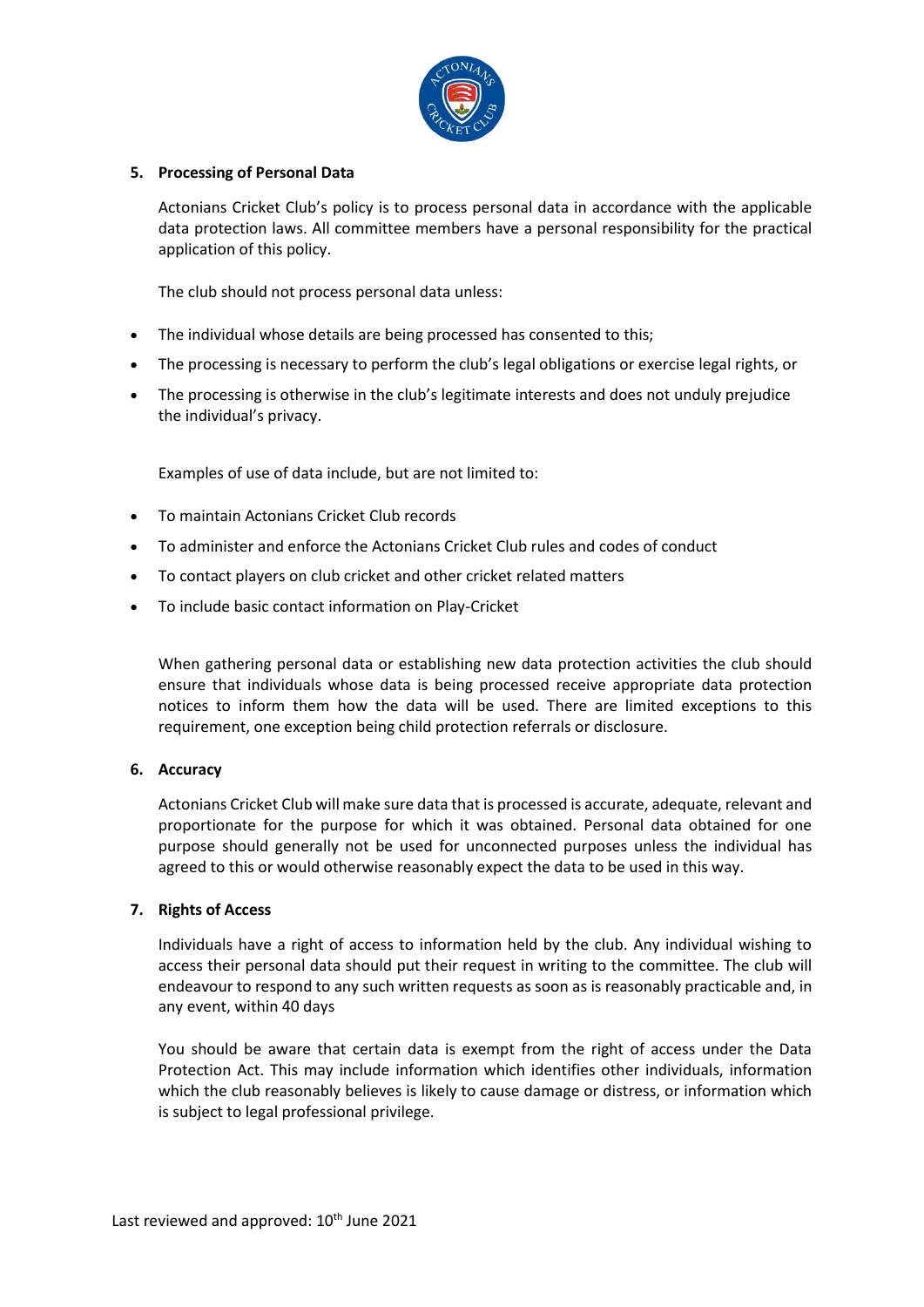## 5. Processing of Personal Data

Actonians Cricket Club's policy is to process personal data in accordance with the applicable data protection laws. All committee members have a personal responsibility for the practical application of this policy.

The club should not process personal data unless:

- The individual whose details are being processed has consented to this;
- The processing is necessary to perform the club's legal obligations or exercise legal rights, or
- The processing is otherwise in the club's legitimate interests and does not unduly prejudice the individual's privacy.

Examples of use of data include, but are not limited to:

- To maintain Actonians Cricket Club records
- To administer and enforce the Actonians Cricket Club rules and codes of conduct
- To contact players on club cricket and other cricket related matters
- To include basic contact information on Play-Cricket

When gathering personal data or establishing new data protection activities the club should ensure that individuals whose data is being processed receive appropriate data protection notices to inform them how the data will be used. There are limited exceptions to this requirement, one exception being child protection referrals or disclosure.

## 6. Accuracy

Actonians Cricket Club will make sure data that is processed is accurate, adequate, relevant and proportionate for the purpose for which it was obtained. Personal data obtained for one purpose should generally not be used for unconnected purposes unless the individual has agreed to this or would otherwise reasonably expect the data to be used in this way.

## 7. Rights of Access

Individuals have a right of access to information held by the club. Any individual wishing to access their personal data should put their request in writing to the committee. The club will endeavour to respond to any such written requests as soon as is reasonably practicable and, in any event, within 40 days

You should be aware that certain data is exempt from the right of access under the Data Protection Act. This may include information which identifies other individuals, information which the club reasonably believes is likely to cause damage or distress, or information which is subject to legal professional privilege.

Last reviewed and approved: 10th June 2021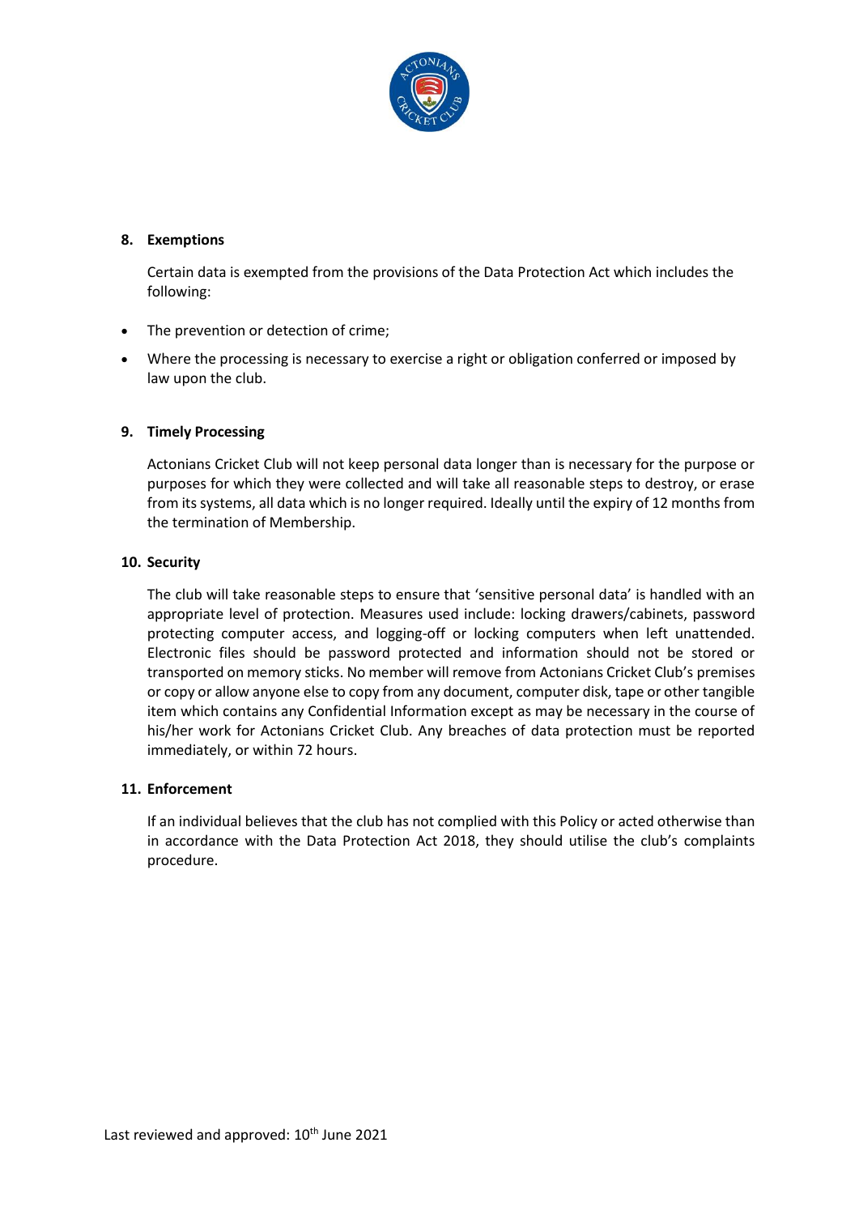## 8. Exemptions

Certain data is exempted from the provisions of the Data Protection Act which includes the following:

- The prevention or detection of crime;
- Where the processing is necessary to exercise a right or obligation conferred or imposed by law upon the club.

## 9. Timely Processing

Actonians Cricket Club will not keep personal data longer than is necessary for the purpose or purposes for which they were collected and will take all reasonable steps to destroy, or erase from its systems, all data which is no longer required. Ideally until the expiry of 12 months from the termination of Membership.

## 10. Security

The club will take reasonable steps to ensure that 'sensitive personal data' is handled with an appropriate level of protection. Measures used include: locking drawers/cabinets, password protecting computer access, and logging-off or locking computers when left unattended. Electronic files should be password protected and information should not be stored or transported on memory sticks. No member will remove from Actonians Cricket Club's premises or copy or allow anyone else to copy from any document, computer disk, tape or other tangible item which contains any Confidential Information except as may be necessary in the course of his/her work for Actonians Cricket Club. Any breaches of data protection must be reported immediately, or within 72 hours.

## 11. Enforcement

If an individual believes that the club has not complied with this Policy or acted otherwise than in accordance with the Data Protection Act 2018, they should utilise the club's complaints procedure.

Last reviewed and approved: 10th June 2021